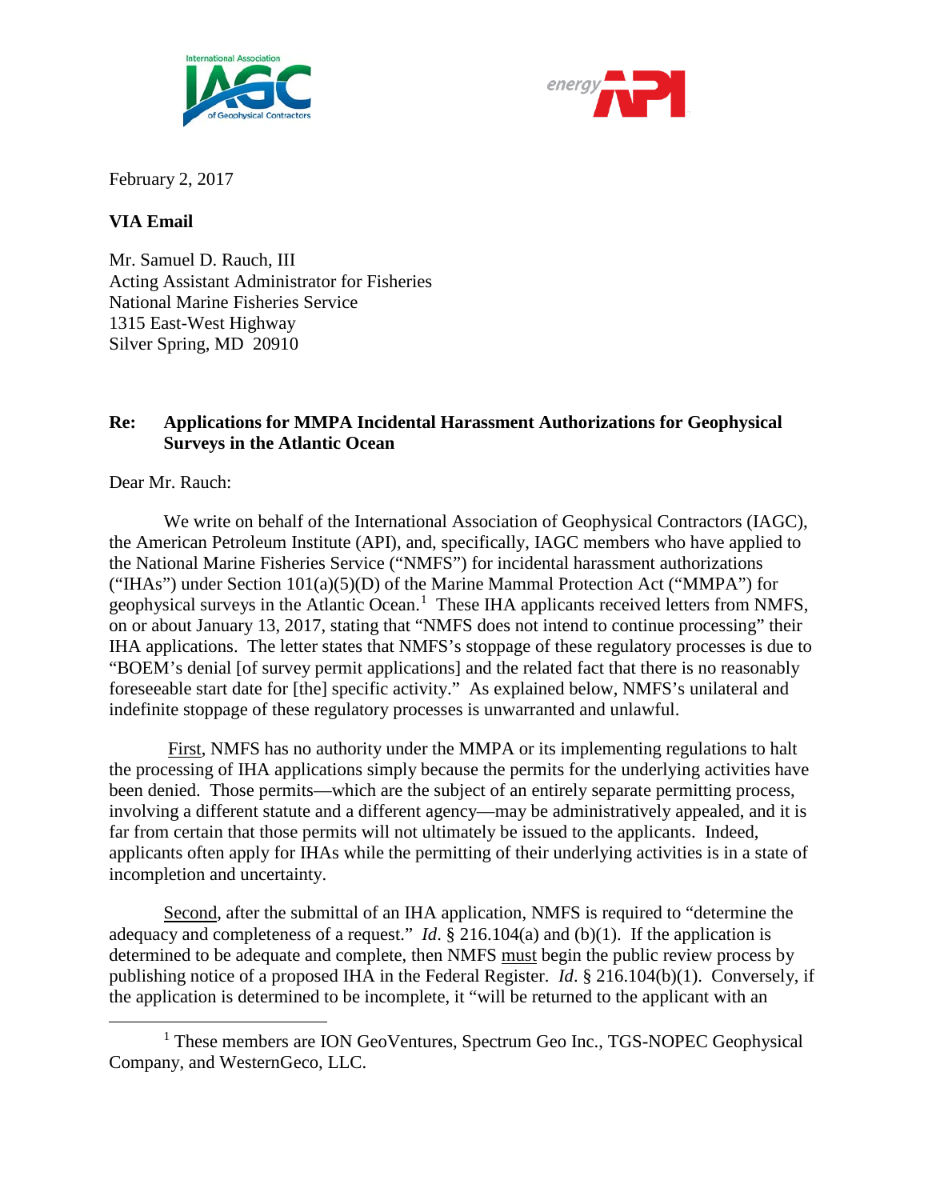February 2, 2017

**VIA Email**

Mr. Samuel D. Rauch, III
Acting Assistant Administrator for Fisheries
National Marine Fisheries Service
1315 East-West Highway
Silver Spring, MD 20910

**Re: Applications for MMPA Incidental Harassment Authorizations for Geophysical Surveys in the Atlantic Ocean**

Dear Mr. Rauch:

We write on behalf of the International Association of Geophysical Contractors (IAGC), the American Petroleum Institute (API), and, specifically, IAGC members who have applied to the National Marine Fisheries Service ("NMFS") for incidental harassment authorizations ("IHAs") under Section 101(a)(5)(D) of the Marine Mammal Protection Act ("MMPA") for geophysical surveys in the Atlantic Ocean.[1] These IHA applicants received letters from NMFS, on or about January 13, 2017, stating that "NMFS does not intend to continue processing" their IHA applications. The letter states that NMFS's stoppage of these regulatory processes is due to "BOEM's denial [of survey permit applications] and the related fact that there is no reasonably foreseeable start date for [the] specific activity." As explained below, NMFS's unilateral and indefinite stoppage of these regulatory processes is unwarranted and unlawful.

First, NMFS has no authority under the MMPA or its implementing regulations to halt the processing of IHA applications simply because the permits for the underlying activities have been denied. Those permits—which are the subject of an entirely separate permitting process, involving a different statute and a different agency—may be administratively appealed, and it is far from certain that those permits will not ultimately be issued to the applicants. Indeed, applicants often apply for IHAs while the permitting of their underlying activities is in a state of incompletion and uncertainty.

Second, after the submittal of an IHA application, NMFS is required to "determine the adequacy and completeness of a request." *Id*. § 216.104(a) and (b)(1). If the application is determined to be adequate and complete, then NMFS must begin the public review process by publishing notice of a proposed IHA in the Federal Register. *Id*. § 216.104(b)(1). Conversely, if the application is determined to be incomplete, it "will be returned to the applicant with an

[1] These members are ION GeoVentures, Spectrum Geo Inc., TGS-NOPEC Geophysical Company, and WesternGeco, LLC.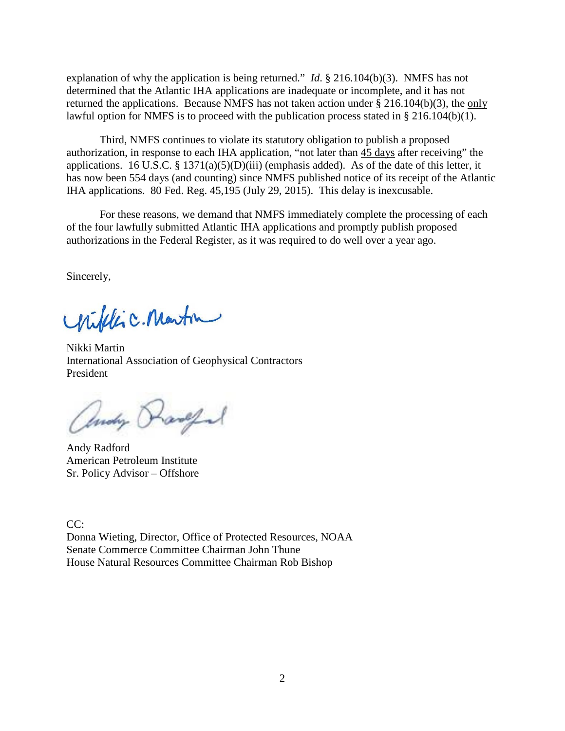explanation of why the application is being returned." *Id*. § 216.104(b)(3). NMFS has not determined that the Atlantic IHA applications are inadequate or incomplete, and it has not returned the applications. Because NMFS has not taken action under § 216.104(b)(3), the only lawful option for NMFS is to proceed with the publication process stated in § 216.104(b)(1).

Third, NMFS continues to violate its statutory obligation to publish a proposed authorization, in response to each IHA application, "not later than 45 days after receiving" the applications. 16 U.S.C. § 1371(a)(5)(D)(iii) (emphasis added). As of the date of this letter, it has now been 554 days (and counting) since NMFS published notice of its receipt of the Atlantic IHA applications. 80 Fed. Reg. 45,195 (July 29, 2015). This delay is inexcusable.

For these reasons, we demand that NMFS immediately complete the processing of each of the four lawfully submitted Atlantic IHA applications and promptly publish proposed authorizations in the Federal Register, as it was required to do well over a year ago.

Sincerely,

Nikki Martin
International Association of Geophysical Contractors
President

Andy Radford
American Petroleum Institute
Sr. Policy Advisor – Offshore

CC:
Donna Wieting, Director, Office of Protected Resources, NOAA
Senate Commerce Committee Chairman John Thune
House Natural Resources Committee Chairman Rob Bishop